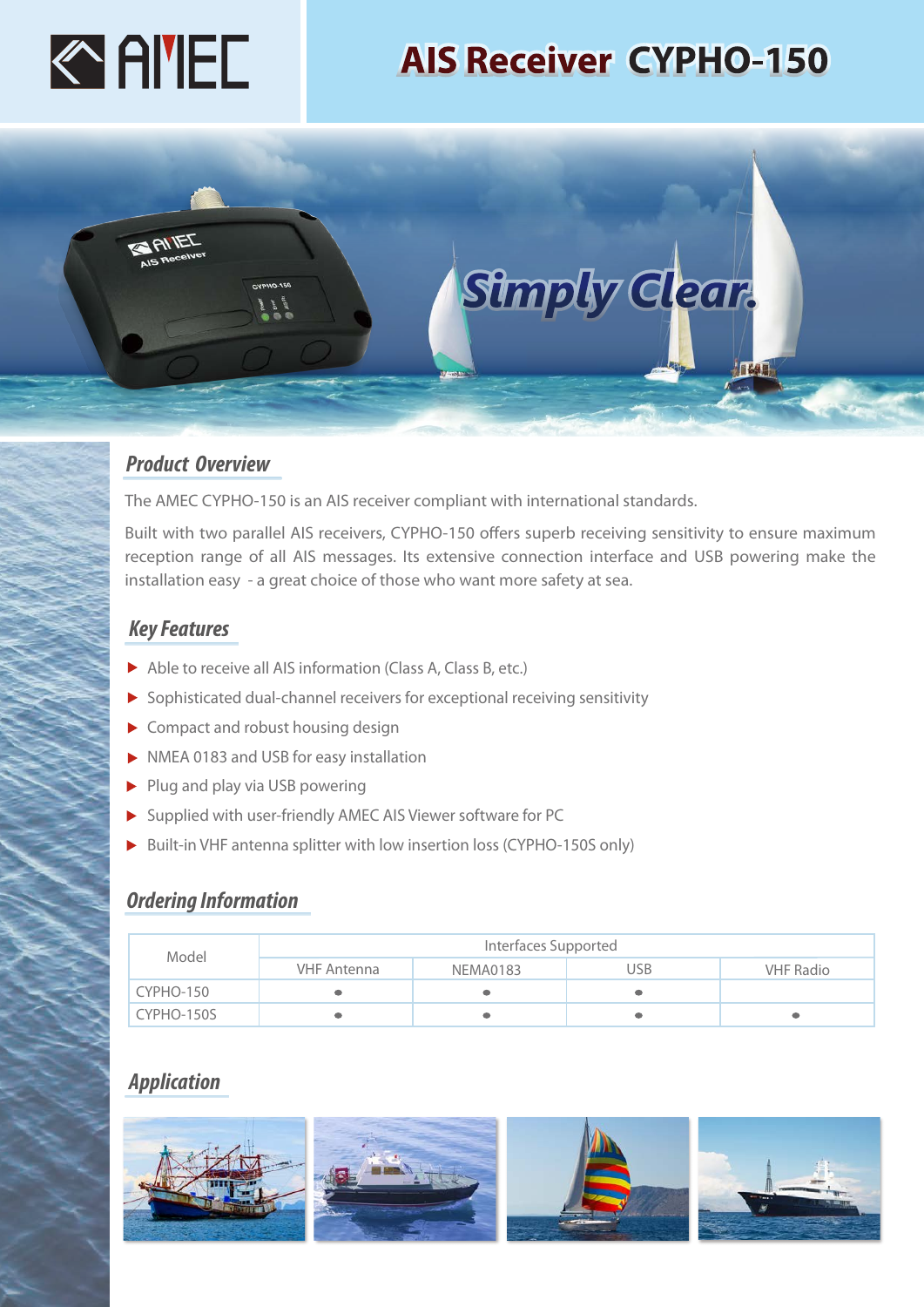# AIS Receiver CYPHO-150

Simply Clear.

## Product Overview

The AMEC CYPHO-150 is an AIS receiver compliant with international standards.

Built with two parallel AIS receivers, CYPHO-150 offers superb receiving sensitivity to ensure maximum reception range of all AIS messages. Its extensive connection interface and USB powering make the installation easy - a great choice of those who want more safety at sea.

## Key Features

- Able to receive all AIS information (Class A, Class B, etc.)
- Sophisticated dual-channel receivers for exceptional receiving sensitivity
- Compact and robust housing design
- NMEA 0183 and USB for easy installation
- Plug and play via USB powering
- Supplied with user-friendly AMEC AIS Viewer software for PC
- Built-in VHF antenna splitter with low insertion loss (CYPHO-150S only)

## Ordering Information

| Model | Interfaces Supported | | | |
|---|---|---|---|---|
| | VHF Antenna | NEMA0183 | USB | VHF Radio |
| CYPHO-150 | • | • | • | |
| CYPHO-150S | • | • | • | • |

## Application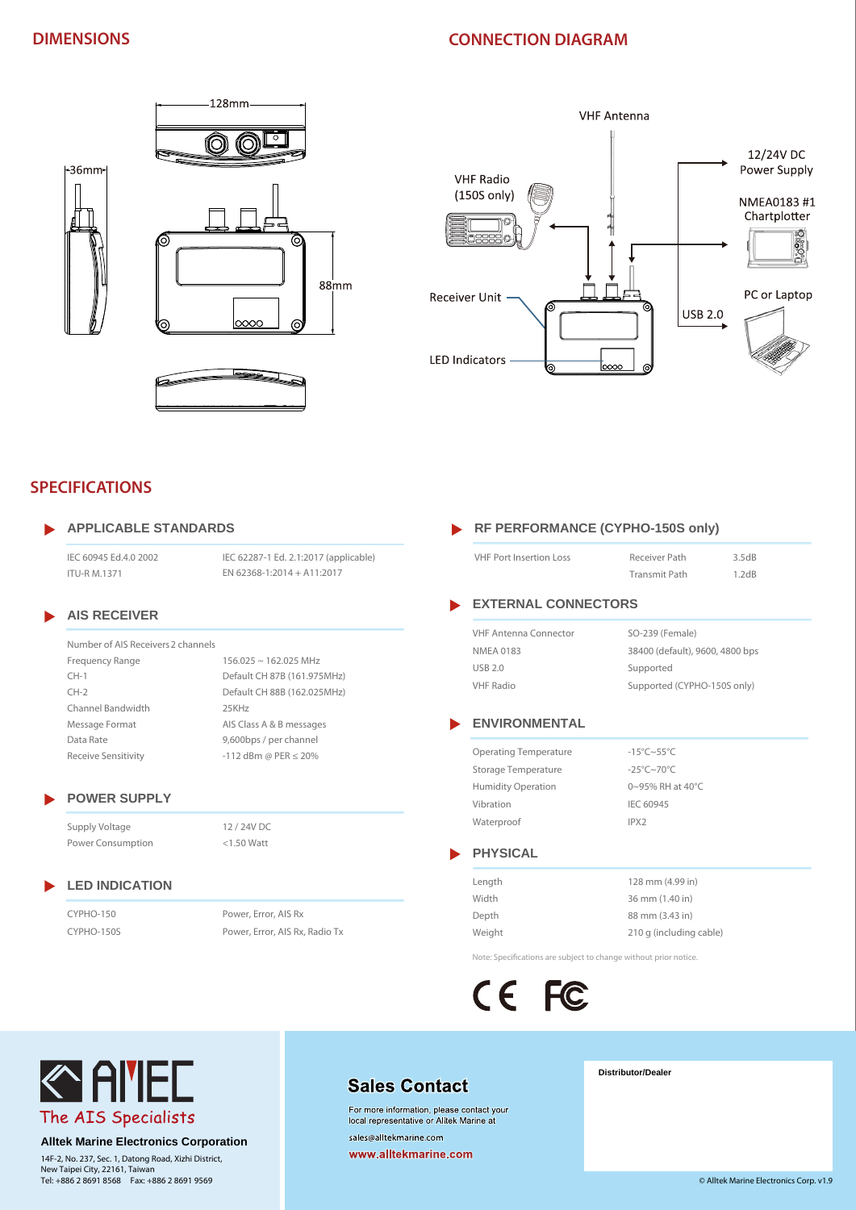## DIMENSIONS

128mm

36mm

88mm

## CONNECTION DIAGRAM

VHF Antenna

VHF Radio
(150S only)

12/24V DC
Power Supply

NMEA0183 #1
Chartplotter

PC or Laptop

USB 2.0

Receiver Unit

LED Indicators

## SPECIFICATIONS

### APPLICABLE STANDARDS

| | |
|---|---|
| IEC 60945 Ed.4.0 2002 | IEC 62287-1 Ed. 2.1:2017 (applicable) |
| ITU-R M.1371 | EN 62368-1:2014 + A11:2017 |

### AIS RECEIVER

| | |
|---|---|
| Number of AIS Receivers | 2 channels |
| Frequency Range | 156.025 ~ 162.025 MHz |
| CH-1 | Default CH 87B (161.975MHz) |
| CH-2 | Default CH 88B (162.025MHz) |
| Channel Bandwidth | 25KHz |
| Message Format | AIS Class A & B messages |
| Data Rate | 9,600bps / per channel |
| Receive Sensitivity | -112 dBm @ PER ≤ 20% |

### POWER SUPPLY

| | |
|---|---|
| Supply Voltage | 12 / 24V DC |
| Power Consumption | <1.50 Watt |

### LED INDICATION

| | |
|---|---|
| CYPHO-150 | Power, Error, AIS Rx |
| CYPHO-150S | Power, Error, AIS Rx, Radio Tx |

### RF PERFORMANCE (CYPHO-150S only)

| | | |
|---|---|---|
| VHF Port Insertion Loss | Receiver Path | 3.5dB |
| | Transmit Path | 1.2dB |

### EXTERNAL CONNECTORS

| | |
|---|---|
| VHF Antenna Connector | SO-239 (Female) |
| NMEA 0183 | 38400 (default), 9600, 4800 bps |
| USB 2.0 | Supported |
| VHF Radio | Supported (CYPHO-150S only) |

### ENVIRONMENTAL

| | |
|---|---|
| Operating Temperature | -15°C~55°C |
| Storage Temperature | -25°C~70°C |
| Humidity Operation | 0~95% RH at 40°C |
| Vibration | IEC 60945 |
| Waterproof | IPX2 |

### PHYSICAL

| | |
|---|---|
| Length | 128 mm (4.99 in) |
| Width | 36 mm (1.40 in) |
| Depth | 88 mm (3.43 in) |
| Weight | 210 g (including cable) |

Note: Specifications are subject to change without prior notice.

CE FC

AMEC
The AIS Specialists

**Alltek Marine Electronics Corporation**

14F-2, No. 237, Sec. 1, Datong Road, Xizhi District,
New Taipei City, 22161, Taiwan
Tel: +886 2 8691 8568 Fax: +886 2 8691 9569

## Sales Contact

For more information, please contact your local representative or Alltek Marine at

sales@alltekmarine.com

**www.alltekmarine.com**

**Distributor/Dealer**

© Alltek Marine Electronics Corp. v1.9